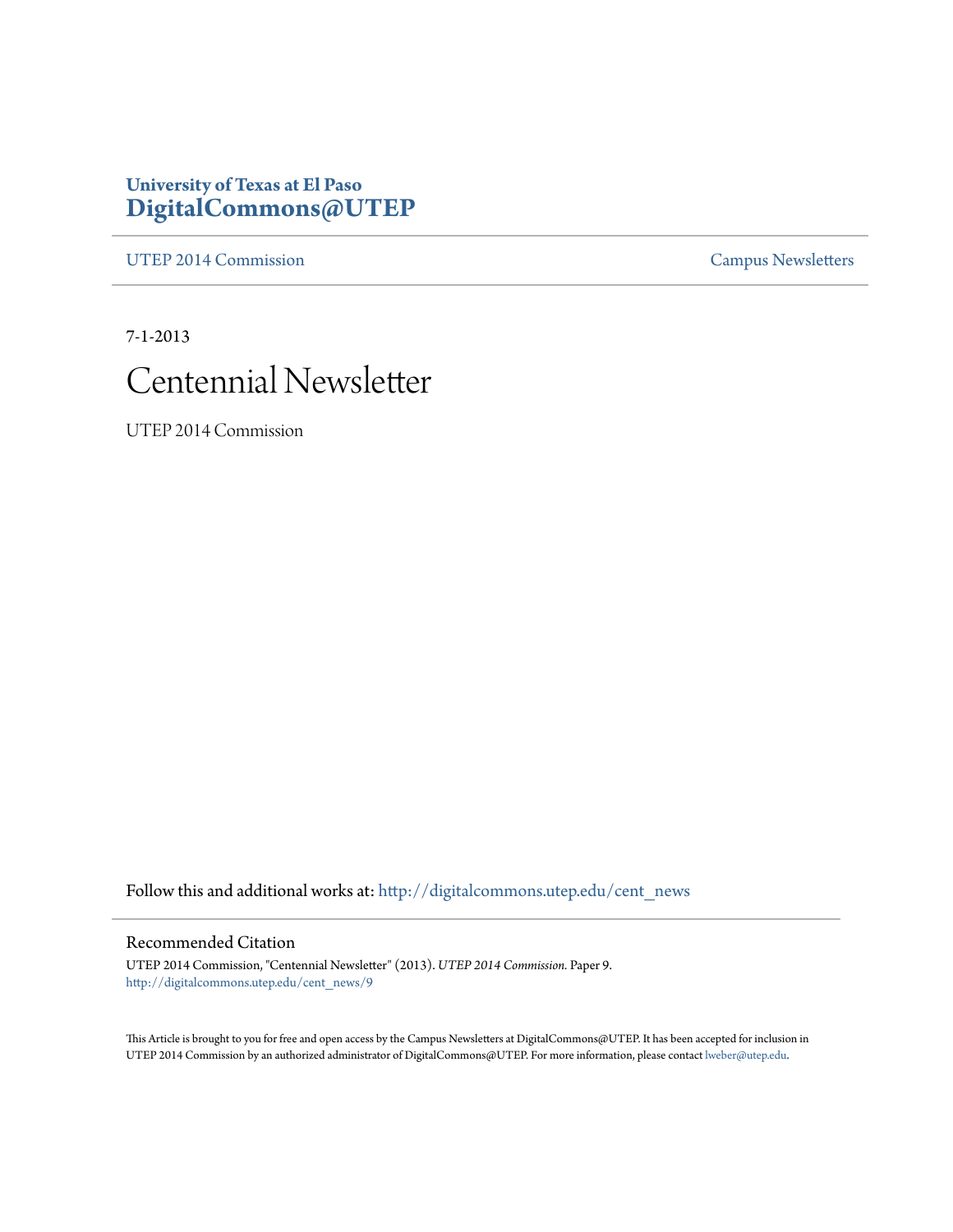**University of Texas at El Paso**
**DigitalCommons@UTEP**

UTEP 2014 Commission | Campus Newsletters

7-1-2013

# Centennial Newsletter

UTEP 2014 Commission

Follow this and additional works at: http://digitalcommons.utep.edu/cent_news

## Recommended Citation

UTEP 2014 Commission, "Centennial Newsletter" (2013). *UTEP 2014 Commission.* Paper 9.
http://digitalcommons.utep.edu/cent_news/9

This Article is brought to you for free and open access by the Campus Newsletters at DigitalCommons@UTEP. It has been accepted for inclusion in UTEP 2014 Commission by an authorized administrator of DigitalCommons@UTEP. For more information, please contact lweber@utep.edu.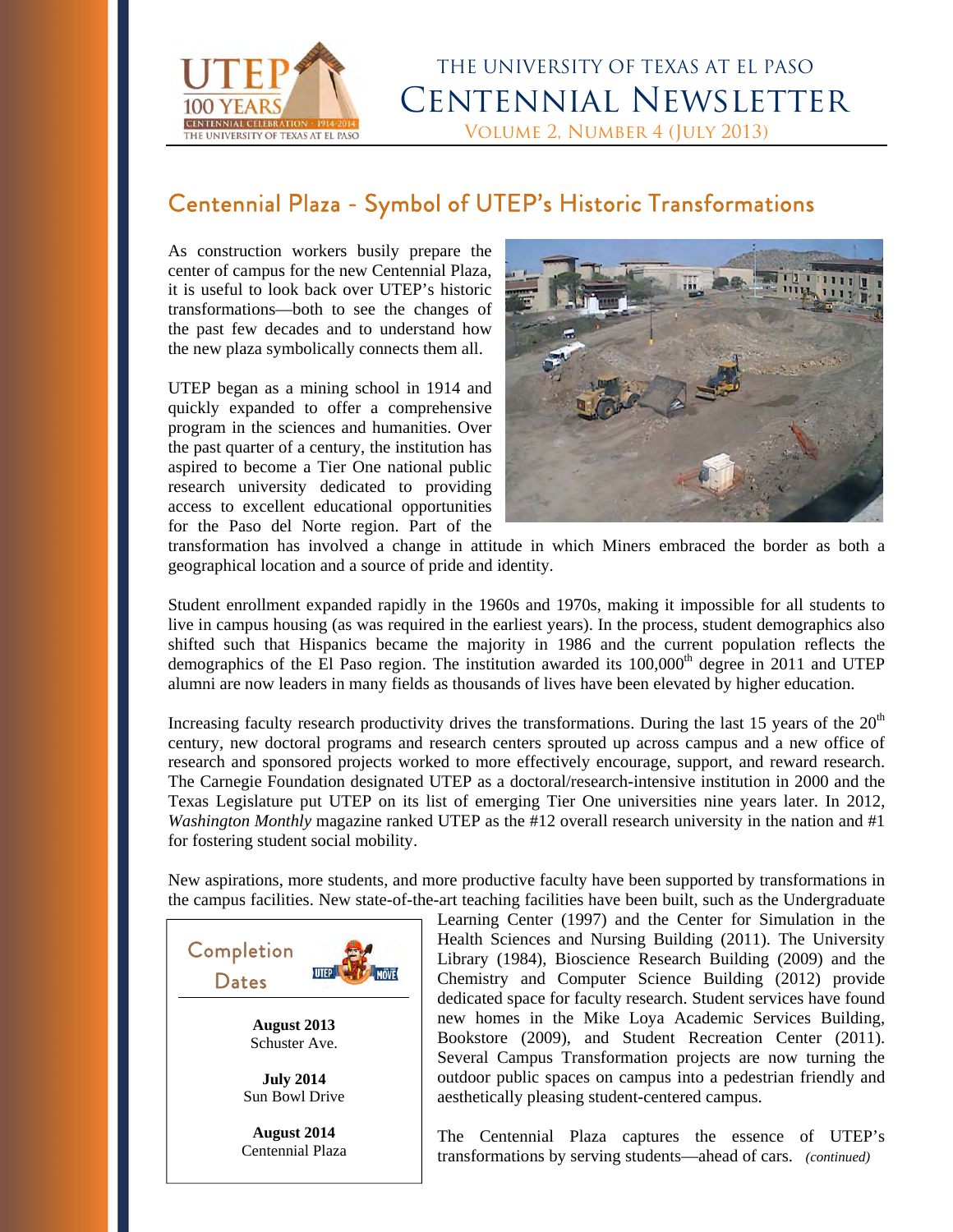# THE UNIVERSITY OF TEXAS AT EL PASO
# CENTENNIAL NEWSLETTER
VOLUME 2, NUMBER 4 (JULY 2013)

## Centennial Plaza - Symbol of UTEP's Historic Transformations

As construction workers busily prepare the center of campus for the new Centennial Plaza, it is useful to look back over UTEP's historic transformations—both to see the changes of the past few decades and to understand how the new plaza symbolically connects them all.

UTEP began as a mining school in 1914 and quickly expanded to offer a comprehensive program in the sciences and humanities. Over the past quarter of a century, the institution has aspired to become a Tier One national public research university dedicated to providing access to excellent educational opportunities for the Paso del Norte region. Part of the transformation has involved a change in attitude in which Miners embraced the border as both a geographical location and a source of pride and identity.

Student enrollment expanded rapidly in the 1960s and 1970s, making it impossible for all students to live in campus housing (as was required in the earliest years). In the process, student demographics also shifted such that Hispanics became the majority in 1986 and the current population reflects the demographics of the El Paso region. The institution awarded its 100,000th degree in 2011 and UTEP alumni are now leaders in many fields as thousands of lives have been elevated by higher education.

Increasing faculty research productivity drives the transformations. During the last 15 years of the 20th century, new doctoral programs and research centers sprouted up across campus and a new office of research and sponsored projects worked to more effectively encourage, support, and reward research. The Carnegie Foundation designated UTEP as a doctoral/research-intensive institution in 2000 and the Texas Legislature put UTEP on its list of emerging Tier One universities nine years later. In 2012, *Washington Monthly* magazine ranked UTEP as the #12 overall research university in the nation and #1 for fostering student social mobility.

New aspirations, more students, and more productive faculty have been supported by transformations in the campus facilities. New state-of-the-art teaching facilities have been built, such as the Undergraduate Learning Center (1997) and the Center for Simulation in the Health Sciences and Nursing Building (2011). The University Library (1984), Bioscience Research Building (2009) and the Chemistry and Computer Science Building (2012) provide dedicated space for faculty research. Student services have found new homes in the Mike Loya Academic Services Building, Bookstore (2009), and Student Recreation Center (2011). Several Campus Transformation projects are now turning the outdoor public spaces on campus into a pedestrian friendly and aesthetically pleasing student-centered campus.

The Centennial Plaza captures the essence of UTEP's transformations by serving students—ahead of cars. *(continued)*

### Completion Dates

**August 2013**
Schuster Ave.

**July 2014**
Sun Bowl Drive

**August 2014**
Centennial Plaza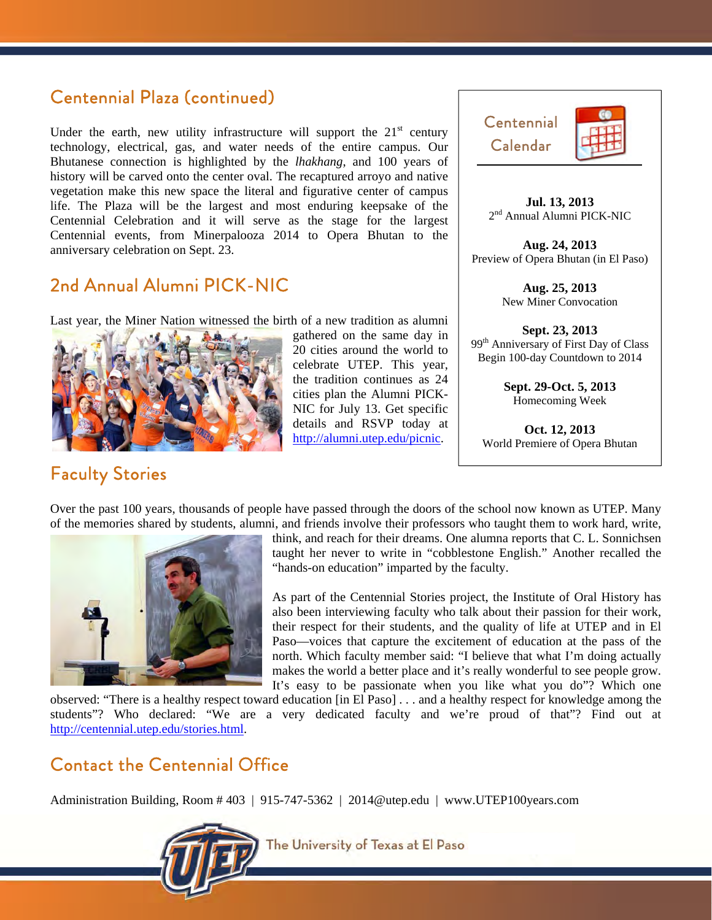## Centennial Plaza (continued)

Under the earth, new utility infrastructure will support the 21st century technology, electrical, gas, and water needs of the entire campus. Our Bhutanese connection is highlighted by the *lhakhang*, and 100 years of history will be carved onto the center oval. The recaptured arroyo and native vegetation make this new space the literal and figurative center of campus life. The Plaza will be the largest and most enduring keepsake of the Centennial Celebration and it will serve as the stage for the largest Centennial events, from Minerpalooza 2014 to Opera Bhutan to the anniversary celebration on Sept. 23.

## 2nd Annual Alumni PICK-NIC

Last year, the Miner Nation witnessed the birth of a new tradition as alumni gathered on the same day in 20 cities around the world to celebrate UTEP. This year, the tradition continues as 24 cities plan the Alumni PICK-NIC for July 13. Get specific details and RSVP today at http://alumni.utep.edu/picnic.

### Centennial Calendar

**Jul. 13, 2013**
2nd Annual Alumni PICK-NIC

**Aug. 24, 2013**
Preview of Opera Bhutan (in El Paso)

**Aug. 25, 2013**
New Miner Convocation

**Sept. 23, 2013**
99th Anniversary of First Day of Class
Begin 100-day Countdown to 2014

**Sept. 29-Oct. 5, 2013**
Homecoming Week

**Oct. 12, 2013**
World Premiere of Opera Bhutan

## Faculty Stories

Over the past 100 years, thousands of people have passed through the doors of the school now known as UTEP. Many of the memories shared by students, alumni, and friends involve their professors who taught them to work hard, write, think, and reach for their dreams. One alumna reports that C. L. Sonnichsen taught her never to write in "cobblestone English." Another recalled the "hands-on education" imparted by the faculty.

As part of the Centennial Stories project, the Institute of Oral History has also been interviewing faculty who talk about their passion for their work, their respect for their students, and the quality of life at UTEP and in El Paso—voices that capture the excitement of education at the pass of the north. Which faculty member said: "I believe that what I'm doing actually makes the world a better place and it's really wonderful to see people grow. It's easy to be passionate when you like what you do"? Which one observed: "There is a healthy respect toward education [in El Paso] . . . and a healthy respect for knowledge among the students"? Who declared: "We are a very dedicated faculty and we're proud of that"? Find out at http://centennial.utep.edu/stories.html.

## Contact the Centennial Office

Administration Building, Room # 403 | 915-747-5362 | 2014@utep.edu | www.UTEP100years.com

The University of Texas at El Paso